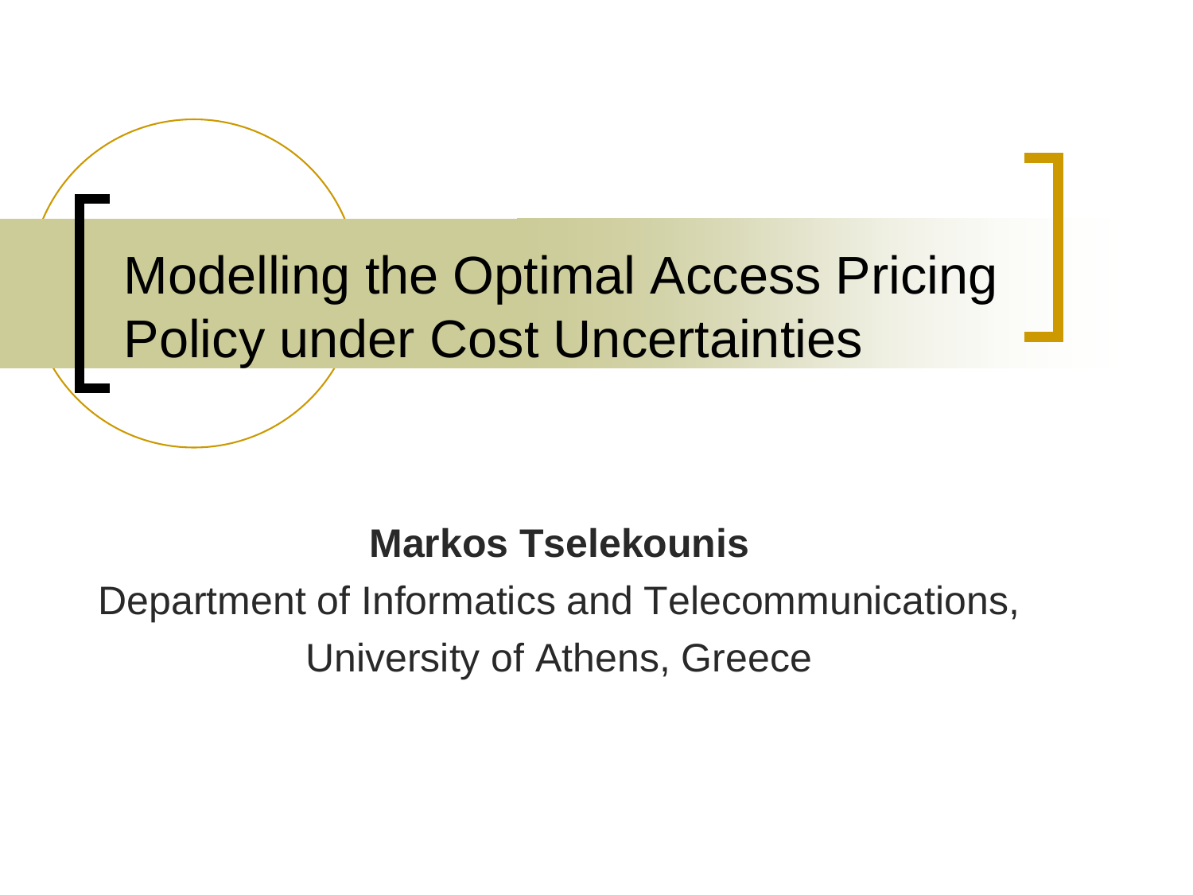# Modelling the Optimal Access Pricing Policy under Cost Uncertainties

**Markos Tselekounis**

Department of Informatics and Telecommunications,

University of Athens, Greece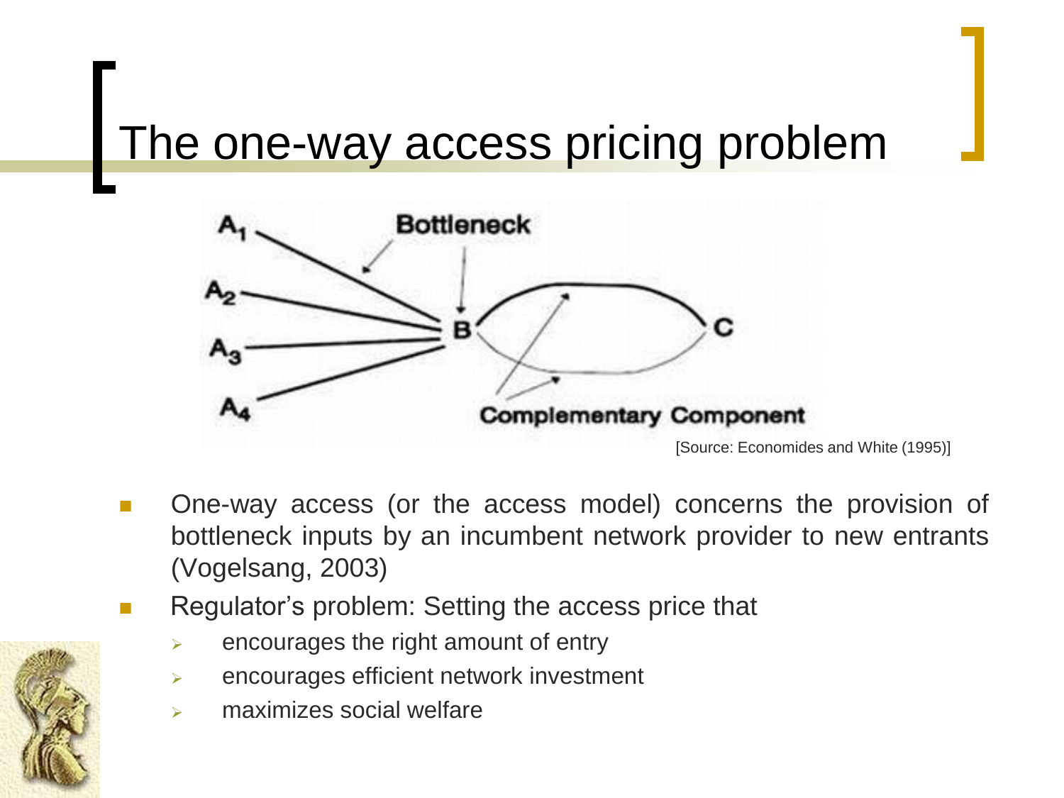# The one-way access pricing problem

[Source: Economides and White (1995)]

- One-way access (or the access model) concerns the provision of bottleneck inputs by an incumbent network provider to new entrants (Vogelsang, 2003)
- Regulator's problem: Setting the access price that
  - encourages the right amount of entry
  - encourages efficient network investment
  - maximizes social welfare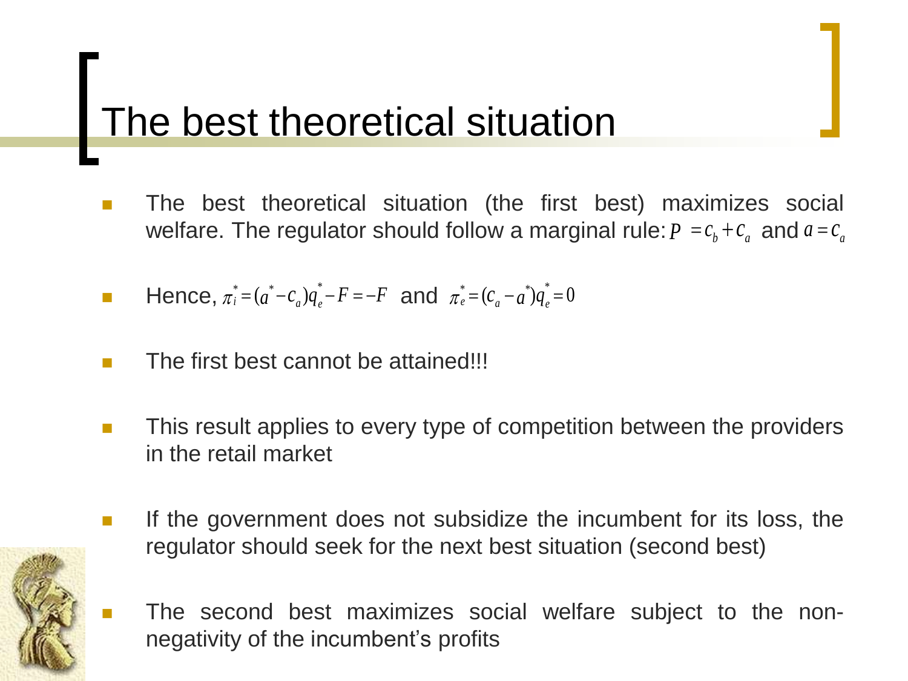# The best theoretical situation

- The best theoretical situation (the first best) maximizes social welfare. The regulator should follow a marginal rule: $P = c_b + c_a$ and $a = c_a$

- Hence, $\pi_i^* = (a^* - c_a)q_e^* - F = -F$ and $\pi_e^* = (c_a - a^*)q_e^* = 0$

- The first best cannot be attained!!!

- This result applies to every type of competition between the providers in the retail market

- If the government does not subsidize the incumbent for its loss, the regulator should seek for the next best situation (second best)

- The second best maximizes social welfare subject to the non-negativity of the incumbent's profits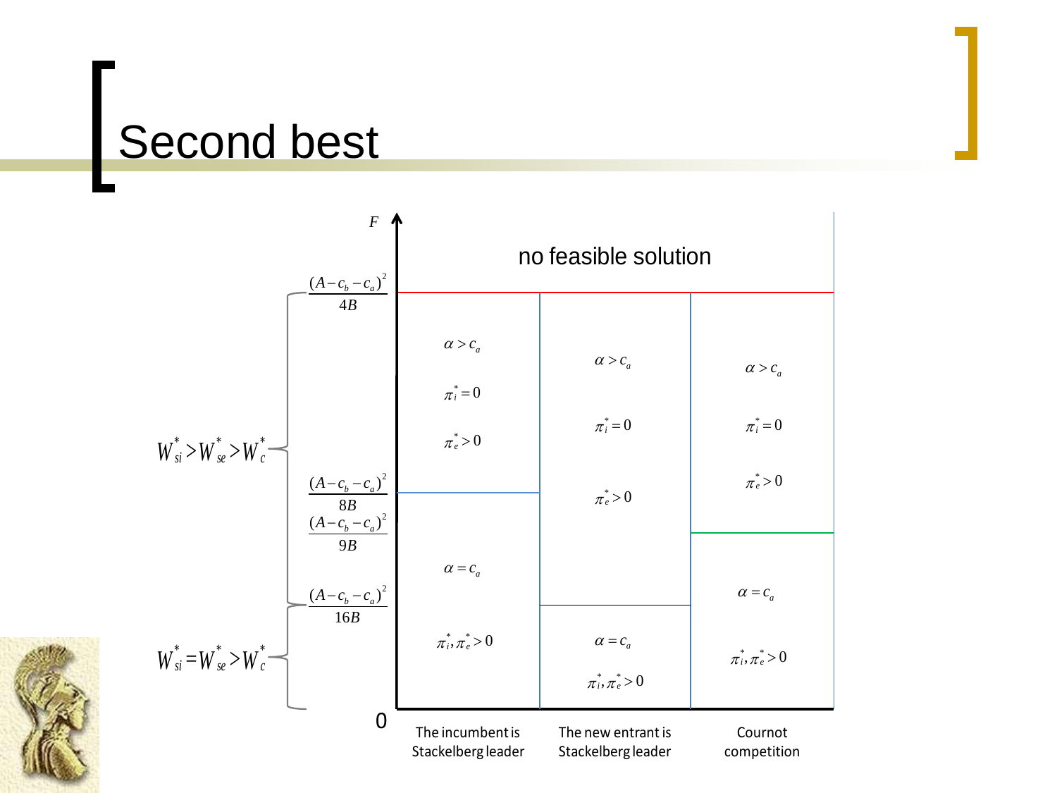# Second best

| $F$ | The incumbent is Stackelberg leader | The new entrant is Stackelberg leader | Cournot competition |
| --- | --- | --- | --- |
| above $\frac{(A-c_b-c_a)^2}{4B}$ | no feasible solution | no feasible solution | no feasible solution |
| $\frac{(A-c_b-c_a)^2}{8B}$ to $\frac{(A-c_b-c_a)^2}{4B}$ | $\alpha > c_a$, $\pi_i^* = 0$, $\pi_e^* > 0$ | $\alpha > c_a$, $\pi_i^* = 0$, $\pi_e^* > 0$ | $\alpha > c_a$, $\pi_i^* = 0$, $\pi_e^* > 0$ |
| $\frac{(A-c_b-c_a)^2}{9B}$ to $\frac{(A-c_b-c_a)^2}{8B}$ | $\alpha = c_a$, $\pi_i^*, \pi_e^* > 0$ | $\alpha > c_a$, $\pi_i^* = 0$, $\pi_e^* > 0$ | $\alpha > c_a$, $\pi_i^* = 0$, $\pi_e^* > 0$ |
| $\frac{(A-c_b-c_a)^2}{16B}$ to $\frac{(A-c_b-c_a)^2}{9B}$ | $\alpha = c_a$, $\pi_i^*, \pi_e^* > 0$ | $\alpha > c_a$, $\pi_i^* = 0$, $\pi_e^* > 0$ | $\alpha = c_a$, $\pi_i^*, \pi_e^* > 0$ |
| 0 to $\frac{(A-c_b-c_a)^2}{16B}$ | $\alpha = c_a$, $\pi_i^*, \pi_e^* > 0$ | $\alpha = c_a$, $\pi_i^*, \pi_e^* > 0$ | $\alpha = c_a$, $\pi_i^*, \pi_e^* > 0$ |

For $\frac{(A-c_b-c_a)^2}{16B} < F \le \frac{(A-c_b-c_a)^2}{4B}$: $W_{si}^* > W_{se}^* > W_c^*$

For $0 \le F \le \frac{(A-c_b-c_a)^2}{16B}$: $W_{si}^* = W_{se}^* > W_c^*$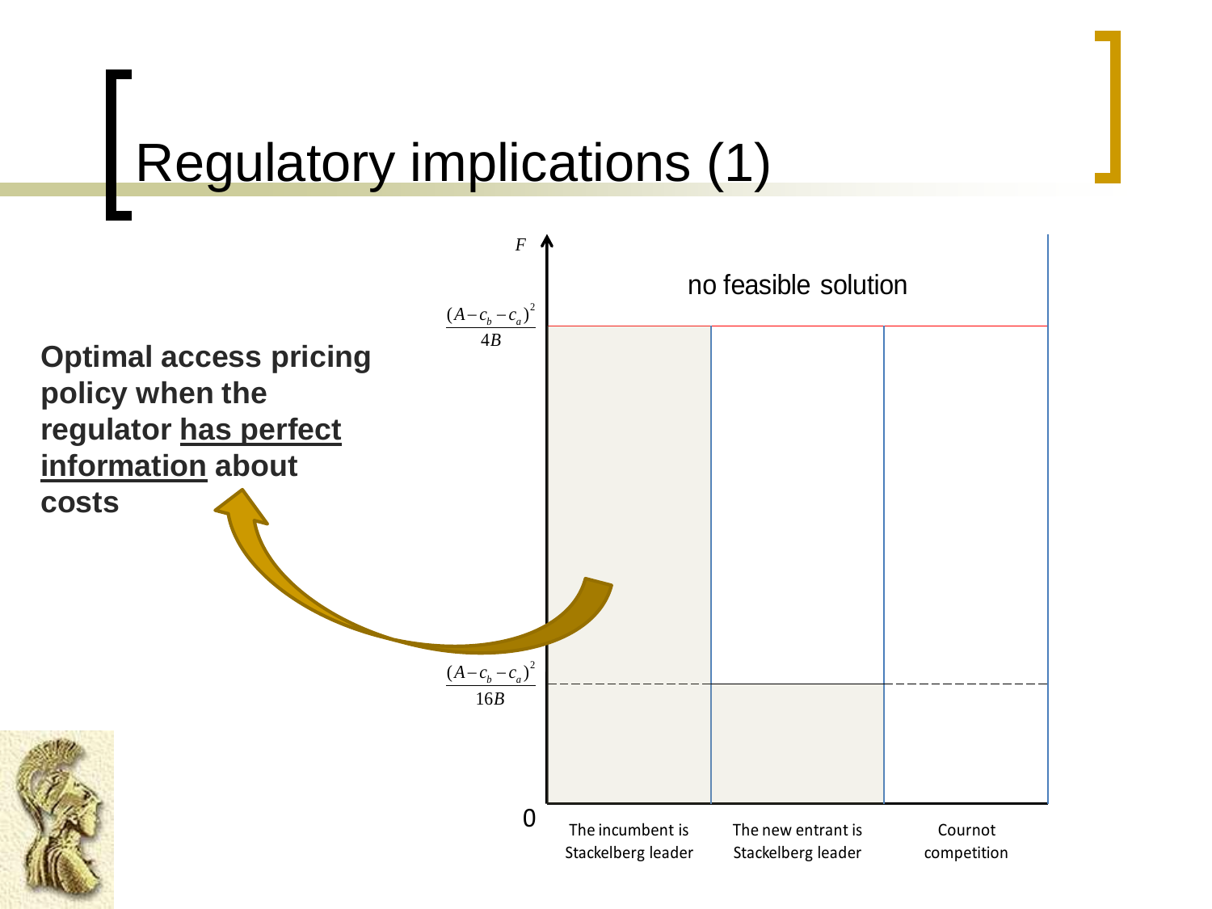# Regulatory implications (1)

**Optimal access pricing policy when the regulator has perfect information about costs**

$F$

no feasible solution

$$\frac{(A-c_b-c_a)^2}{4B}$$

$$\frac{(A-c_b-c_a)^2}{16B}$$

0

The incumbent is Stackelberg leader

The new entrant is Stackelberg leader

Cournot competition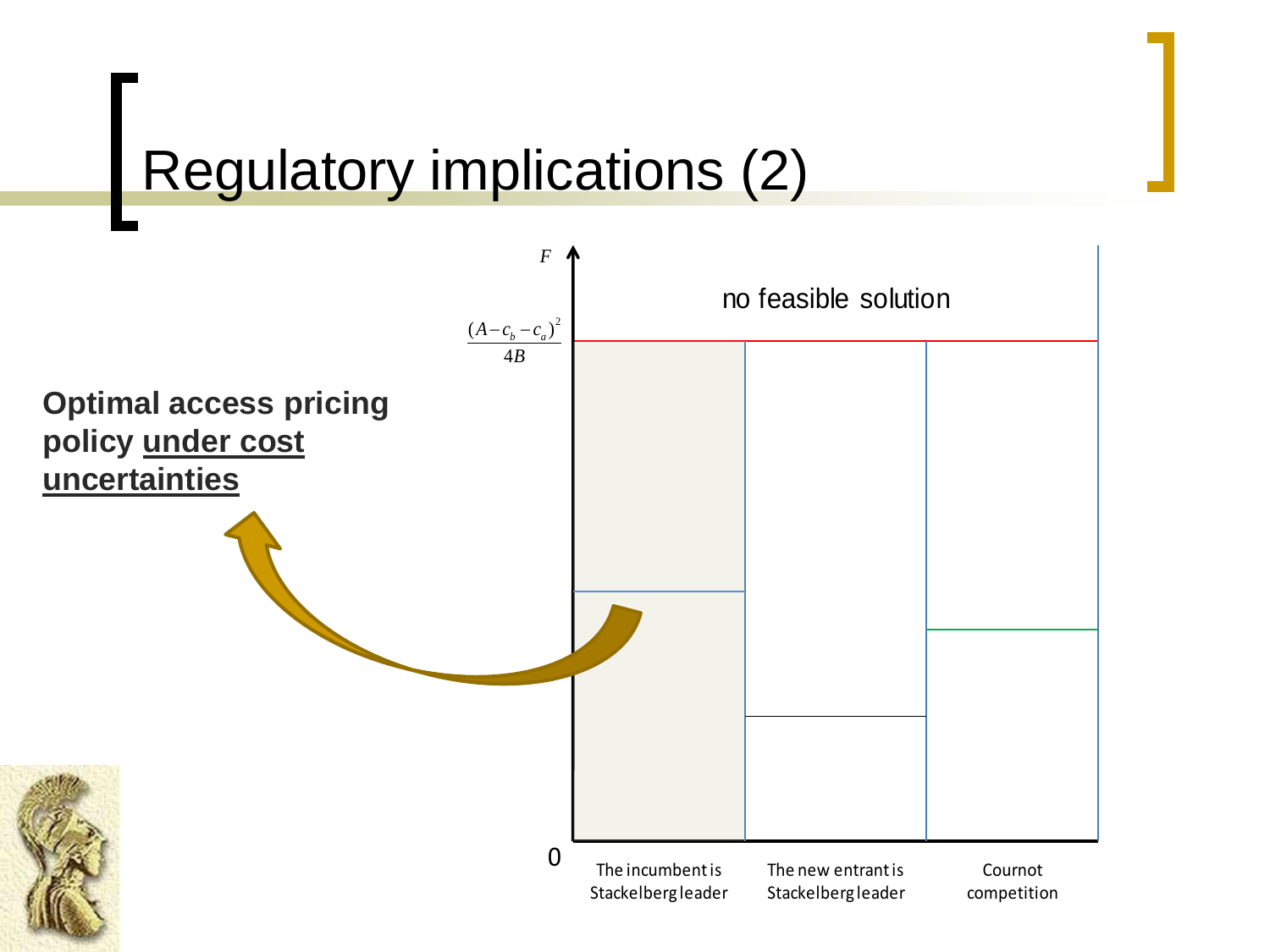# Regulatory implications (2)

**Optimal access pricing policy <u>under cost uncertainties</u>**

$F$

$\frac{(A-c_b-c_a)^2}{4B}$

no feasible solution

0

The incumbent is Stackelberg leader

The new entrant is Stackelberg leader

Cournot competition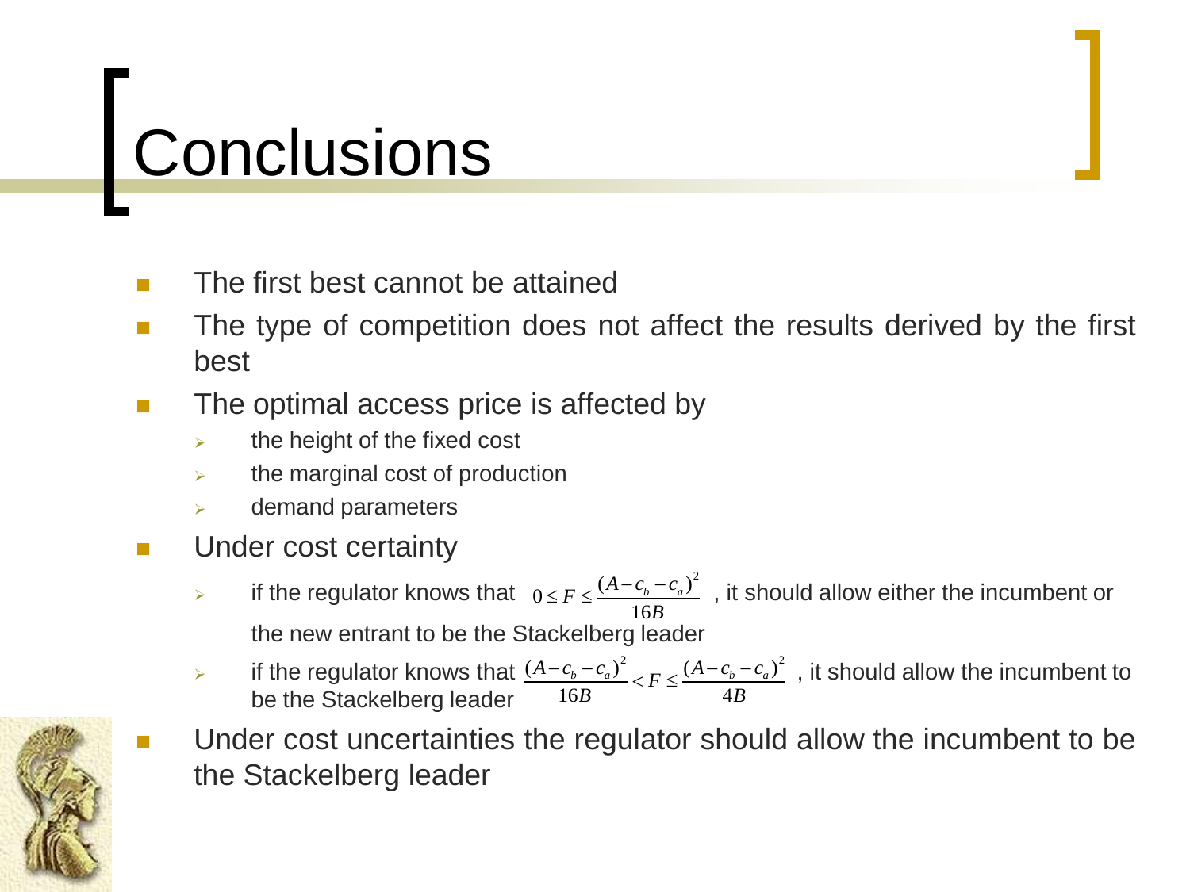# Conclusions

- The first best cannot be attained
- The type of competition does not affect the results derived by the first best
- The optimal access price is affected by
  - the height of the fixed cost
  - the marginal cost of production
  - demand parameters
- Under cost certainty
  - if the regulator knows that $0 \leq F \leq \frac{(A - c_b - c_a)^2}{16B}$, it should allow either the incumbent or the new entrant to be the Stackelberg leader
  - if the regulator knows that $\frac{(A - c_b - c_a)^2}{16B} < F \leq \frac{(A - c_b - c_a)^2}{4B}$, it should allow the incumbent to be the Stackelberg leader
- Under cost uncertainties the regulator should allow the incumbent to be the Stackelberg leader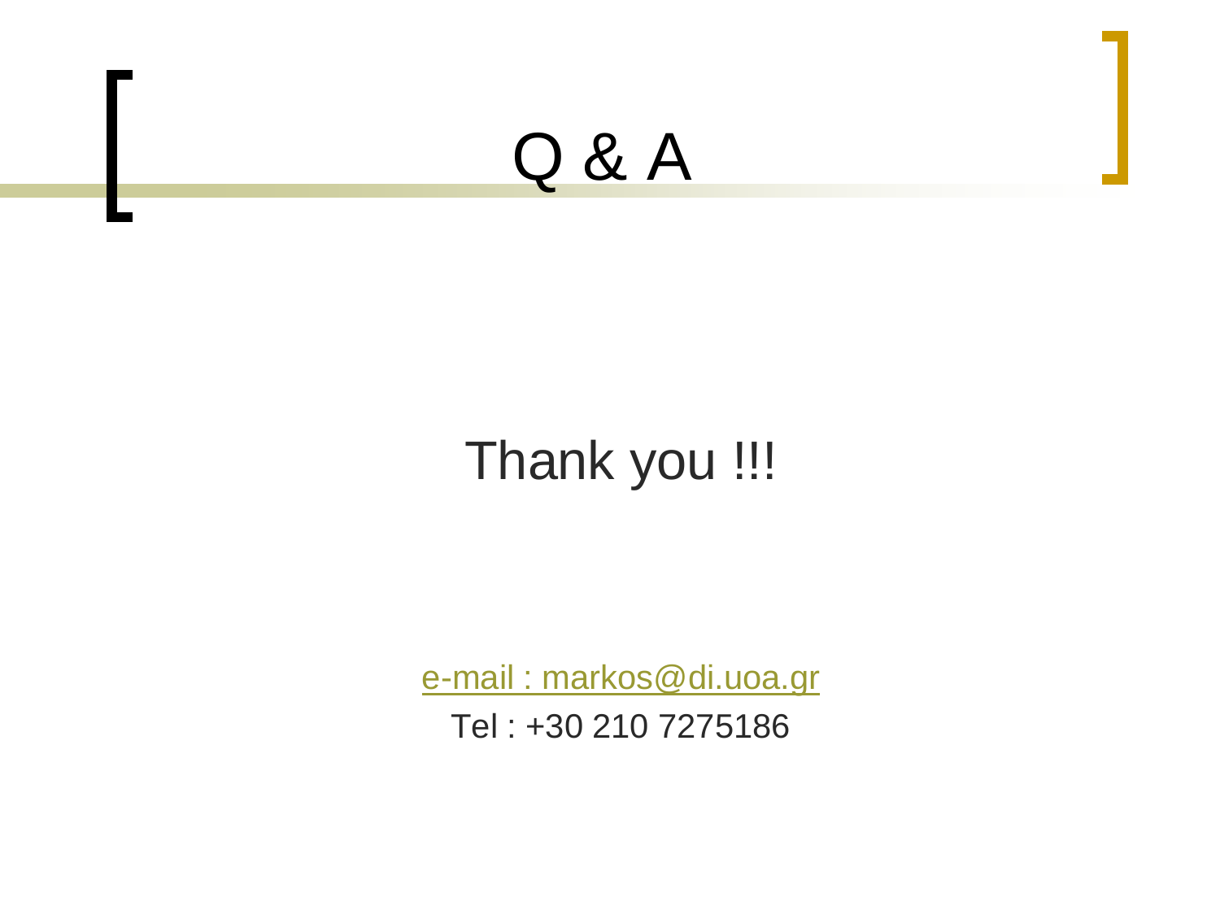# Q & A

Thank you !!!

e-mail : markos@di.uoa.gr

Tel : +30 210 7275186